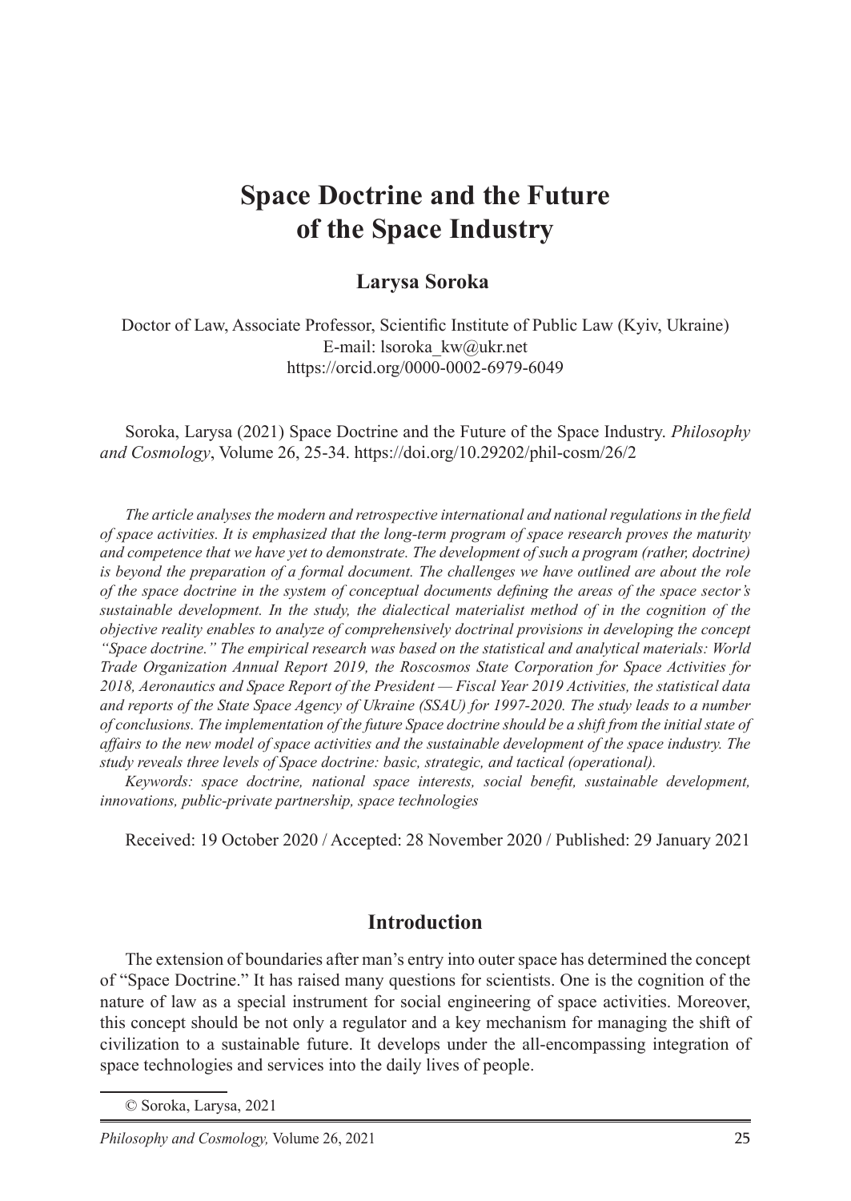# Space Doctrine and the Future of the Space Industry

**Larysa Soroka**

Doctor of Law, Associate Professor, Scientific Institute of Public Law (Kyiv, Ukraine)
E-mail: lsoroka_kw@ukr.net
https://orcid.org/0000-0002-6979-6049

Soroka, Larysa (2021) Space Doctrine and the Future of the Space Industry. *Philosophy and Cosmology*, Volume 26, 25-34. https://doi.org/10.29202/phil-cosm/26/2

*The article analyses the modern and retrospective international and national regulations in the field of space activities. It is emphasized that the long-term program of space research proves the maturity and competence that we have yet to demonstrate. The development of such a program (rather, doctrine) is beyond the preparation of a formal document. The challenges we have outlined are about the role of the space doctrine in the system of conceptual documents defining the areas of the space sector's sustainable development. In the study, the dialectical materialist method of in the cognition of the objective reality enables to analyze of comprehensively doctrinal provisions in developing the concept "Space doctrine." The empirical research was based on the statistical and analytical materials: World Trade Organization Annual Report 2019, the Roscosmos State Corporation for Space Activities for 2018, Aeronautics and Space Report of the President — Fiscal Year 2019 Activities, the statistical data and reports of the State Space Agency of Ukraine (SSAU) for 1997-2020. The study leads to a number of conclusions. The implementation of the future Space doctrine should be a shift from the initial state of affairs to the new model of space activities and the sustainable development of the space industry. The study reveals three levels of Space doctrine: basic, strategic, and tactical (operational).*

*Keywords: space doctrine, national space interests, social benefit, sustainable development, innovations, public-private partnership, space technologies*

Received: 19 October 2020 / Accepted: 28 November 2020 / Published: 29 January 2021

## Introduction

The extension of boundaries after man's entry into outer space has determined the concept of "Space Doctrine." It has raised many questions for scientists. One is the cognition of the nature of law as a special instrument for social engineering of space activities. Moreover, this concept should be not only a regulator and a key mechanism for managing the shift of civilization to a sustainable future. It develops under the all-encompassing integration of space technologies and services into the daily lives of people.

© Soroka, Larysa, 2021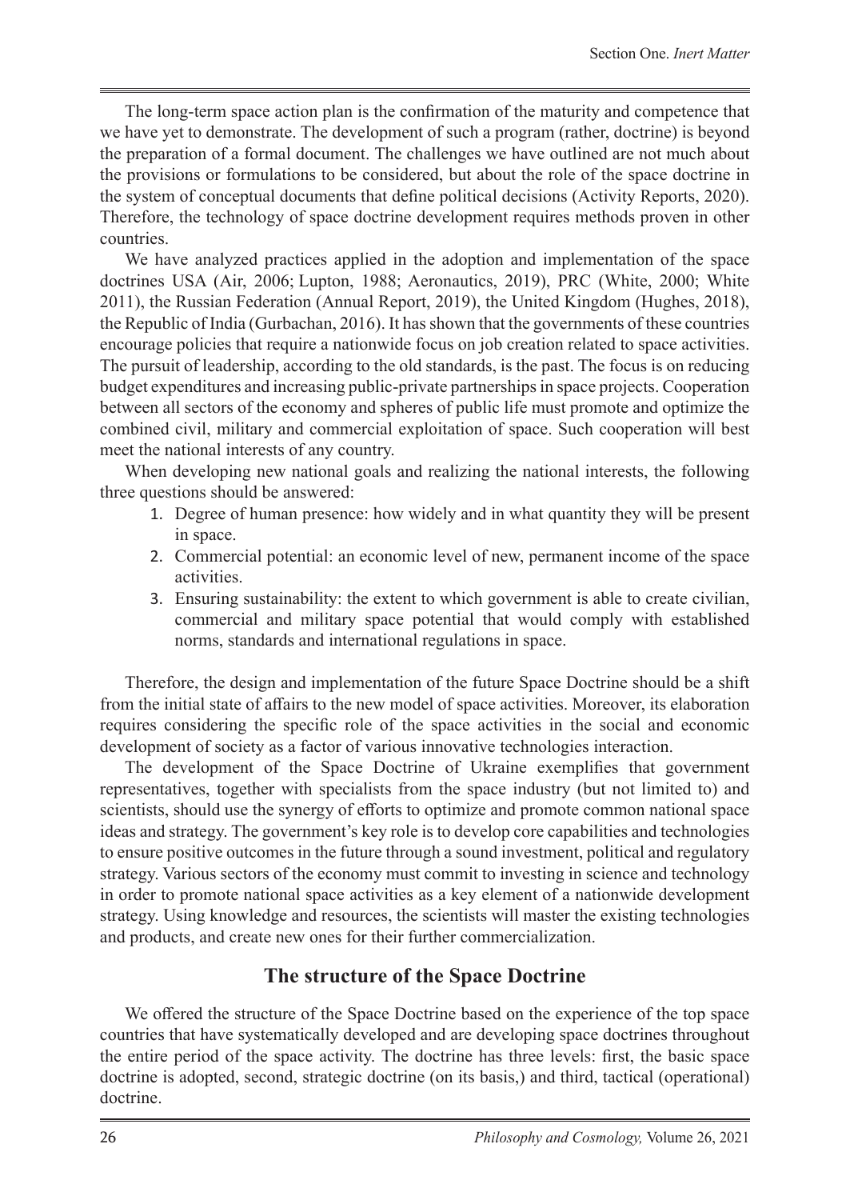The long-term space action plan is the confirmation of the maturity and competence that we have yet to demonstrate. The development of such a program (rather, doctrine) is beyond the preparation of a formal document. The challenges we have outlined are not much about the provisions or formulations to be considered, but about the role of the space doctrine in the system of conceptual documents that define political decisions (Activity Reports, 2020). Therefore, the technology of space doctrine development requires methods proven in other countries.

We have analyzed practices applied in the adoption and implementation of the space doctrines USA (Air, 2006; Lupton, 1988; Aeronautics, 2019), PRC (White, 2000; White 2011), the Russian Federation (Annual Report, 2019), the United Kingdom (Hughes, 2018), the Republic of India (Gurbachan, 2016). It has shown that the governments of these countries encourage policies that require a nationwide focus on job creation related to space activities. The pursuit of leadership, according to the old standards, is the past. The focus is on reducing budget expenditures and increasing public-private partnerships in space projects. Cooperation between all sectors of the economy and spheres of public life must promote and optimize the combined civil, military and commercial exploitation of space. Such cooperation will best meet the national interests of any country.

When developing new national goals and realizing the national interests, the following three questions should be answered:

1. Degree of human presence: how widely and in what quantity they will be present in space.
2. Commercial potential: an economic level of new, permanent income of the space activities.
3. Ensuring sustainability: the extent to which government is able to create civilian, commercial and military space potential that would comply with established norms, standards and international regulations in space.

Therefore, the design and implementation of the future Space Doctrine should be a shift from the initial state of affairs to the new model of space activities. Moreover, its elaboration requires considering the specific role of the space activities in the social and economic development of society as a factor of various innovative technologies interaction.

The development of the Space Doctrine of Ukraine exemplifies that government representatives, together with specialists from the space industry (but not limited to) and scientists, should use the synergy of efforts to optimize and promote common national space ideas and strategy. The government's key role is to develop core capabilities and technologies to ensure positive outcomes in the future through a sound investment, political and regulatory strategy. Various sectors of the economy must commit to investing in science and technology in order to promote national space activities as a key element of a nationwide development strategy. Using knowledge and resources, the scientists will master the existing technologies and products, and create new ones for their further commercialization.

## The structure of the Space Doctrine

We offered the structure of the Space Doctrine based on the experience of the top space countries that have systematically developed and are developing space doctrines throughout the entire period of the space activity. The doctrine has three levels: first, the basic space doctrine is adopted, second, strategic doctrine (on its basis,) and third, tactical (operational) doctrine.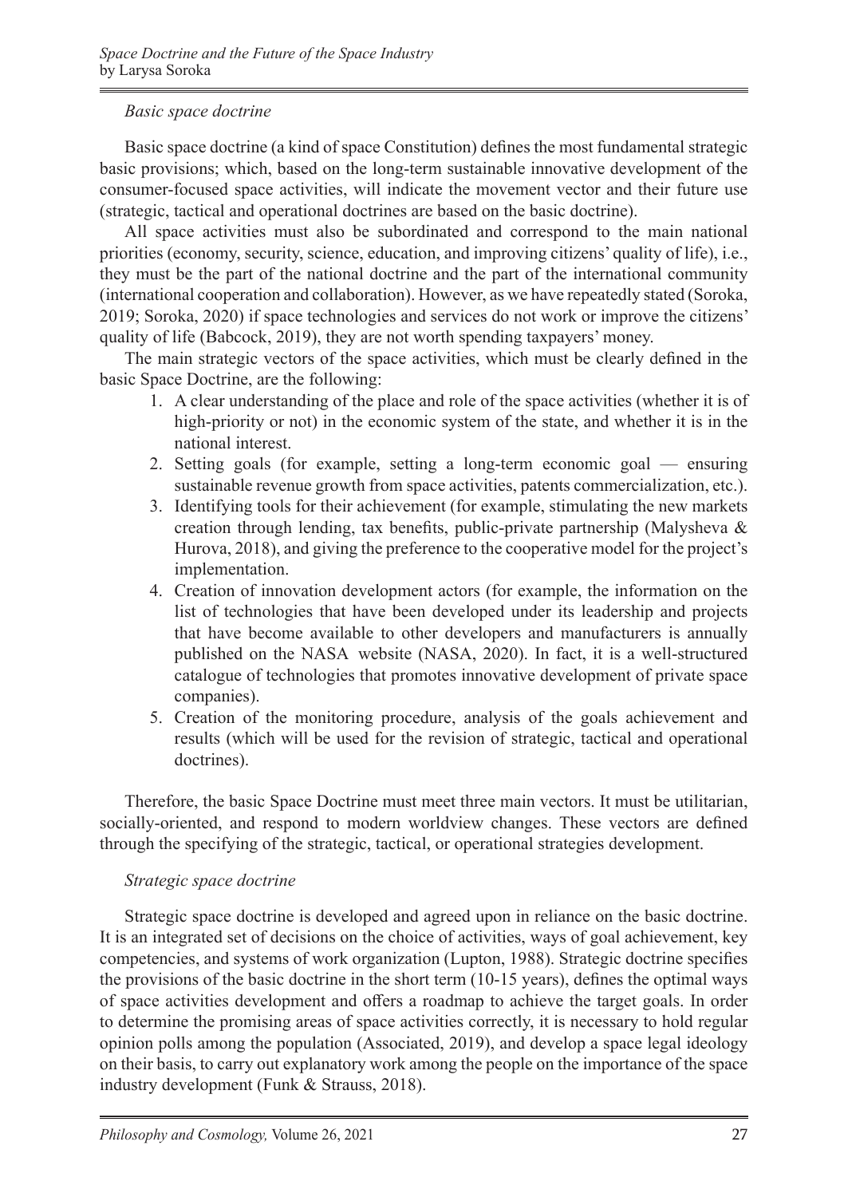### *Basic space doctrine*

Basic space doctrine (a kind of space Constitution) defines the most fundamental strategic basic provisions; which, based on the long-term sustainable innovative development of the consumer-focused space activities, will indicate the movement vector and their future use (strategic, tactical and operational doctrines are based on the basic doctrine).

All space activities must also be subordinated and correspond to the main national priorities (economy, security, science, education, and improving citizens' quality of life), i.e., they must be the part of the national doctrine and the part of the international community (international cooperation and collaboration). However, as we have repeatedly stated (Soroka, 2019; Soroka, 2020) if space technologies and services do not work or improve the citizens' quality of life (Babcock, 2019), they are not worth spending taxpayers' money.

The main strategic vectors of the space activities, which must be clearly defined in the basic Space Doctrine, are the following:

1. A clear understanding of the place and role of the space activities (whether it is of high-priority or not) in the economic system of the state, and whether it is in the national interest.
2. Setting goals (for example, setting a long-term economic goal — ensuring sustainable revenue growth from space activities, patents commercialization, etc.).
3. Identifying tools for their achievement (for example, stimulating the new markets creation through lending, tax benefits, public-private partnership (Malysheva & Hurova, 2018), and giving the preference to the cooperative model for the project's implementation.
4. Creation of innovation development actors (for example, the information on the list of technologies that have been developed under its leadership and projects that have become available to other developers and manufacturers is annually published on the NASA website (NASA, 2020). In fact, it is a well-structured catalogue of technologies that promotes innovative development of private space companies).
5. Creation of the monitoring procedure, analysis of the goals achievement and results (which will be used for the revision of strategic, tactical and operational doctrines).

Therefore, the basic Space Doctrine must meet three main vectors. It must be utilitarian, socially-oriented, and respond to modern worldview changes. These vectors are defined through the specifying of the strategic, tactical, or operational strategies development.

### *Strategic space doctrine*

Strategic space doctrine is developed and agreed upon in reliance on the basic doctrine. It is an integrated set of decisions on the choice of activities, ways of goal achievement, key competencies, and systems of work organization (Lupton, 1988). Strategic doctrine specifies the provisions of the basic doctrine in the short term (10-15 years), defines the optimal ways of space activities development and offers a roadmap to achieve the target goals. In order to determine the promising areas of space activities correctly, it is necessary to hold regular opinion polls among the population (Associated, 2019), and develop a space legal ideology on their basis, to carry out explanatory work among the people on the importance of the space industry development (Funk & Strauss, 2018).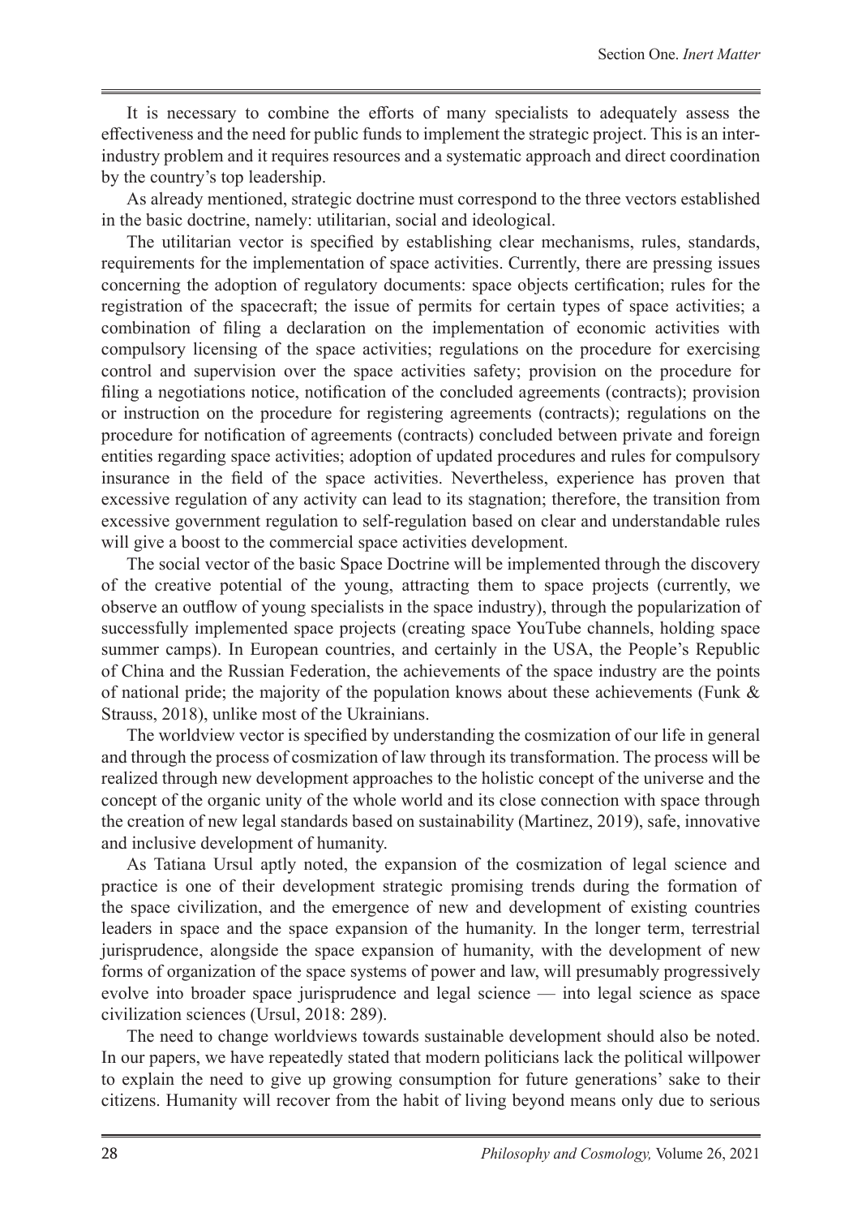It is necessary to combine the efforts of many specialists to adequately assess the effectiveness and the need for public funds to implement the strategic project. This is an inter-industry problem and it requires resources and a systematic approach and direct coordination by the country's top leadership.

As already mentioned, strategic doctrine must correspond to the three vectors established in the basic doctrine, namely: utilitarian, social and ideological.

The utilitarian vector is specified by establishing clear mechanisms, rules, standards, requirements for the implementation of space activities. Currently, there are pressing issues concerning the adoption of regulatory documents: space objects certification; rules for the registration of the spacecraft; the issue of permits for certain types of space activities; a combination of filing a declaration on the implementation of economic activities with compulsory licensing of the space activities; regulations on the procedure for exercising control and supervision over the space activities safety; provision on the procedure for filing a negotiations notice, notification of the concluded agreements (contracts); provision or instruction on the procedure for registering agreements (contracts); regulations on the procedure for notification of agreements (contracts) concluded between private and foreign entities regarding space activities; adoption of updated procedures and rules for compulsory insurance in the field of the space activities. Nevertheless, experience has proven that excessive regulation of any activity can lead to its stagnation; therefore, the transition from excessive government regulation to self-regulation based on clear and understandable rules will give a boost to the commercial space activities development.

The social vector of the basic Space Doctrine will be implemented through the discovery of the creative potential of the young, attracting them to space projects (currently, we observe an outflow of young specialists in the space industry), through the popularization of successfully implemented space projects (creating space YouTube channels, holding space summer camps). In European countries, and certainly in the USA, the People's Republic of China and the Russian Federation, the achievements of the space industry are the points of national pride; the majority of the population knows about these achievements (Funk & Strauss, 2018), unlike most of the Ukrainians.

The worldview vector is specified by understanding the cosmization of our life in general and through the process of cosmization of law through its transformation. The process will be realized through new development approaches to the holistic concept of the universe and the concept of the organic unity of the whole world and its close connection with space through the creation of new legal standards based on sustainability (Martinez, 2019), safe, innovative and inclusive development of humanity.

As Tatiana Ursul aptly noted, the expansion of the cosmization of legal science and practice is one of their development strategic promising trends during the formation of the space civilization, and the emergence of new and development of existing countries leaders in space and the space expansion of the humanity. In the longer term, terrestrial jurisprudence, alongside the space expansion of humanity, with the development of new forms of organization of the space systems of power and law, will presumably progressively evolve into broader space jurisprudence and legal science — into legal science as space civilization sciences (Ursul, 2018: 289).

The need to change worldviews towards sustainable development should also be noted. In our papers, we have repeatedly stated that modern politicians lack the political willpower to explain the need to give up growing consumption for future generations' sake to their citizens. Humanity will recover from the habit of living beyond means only due to serious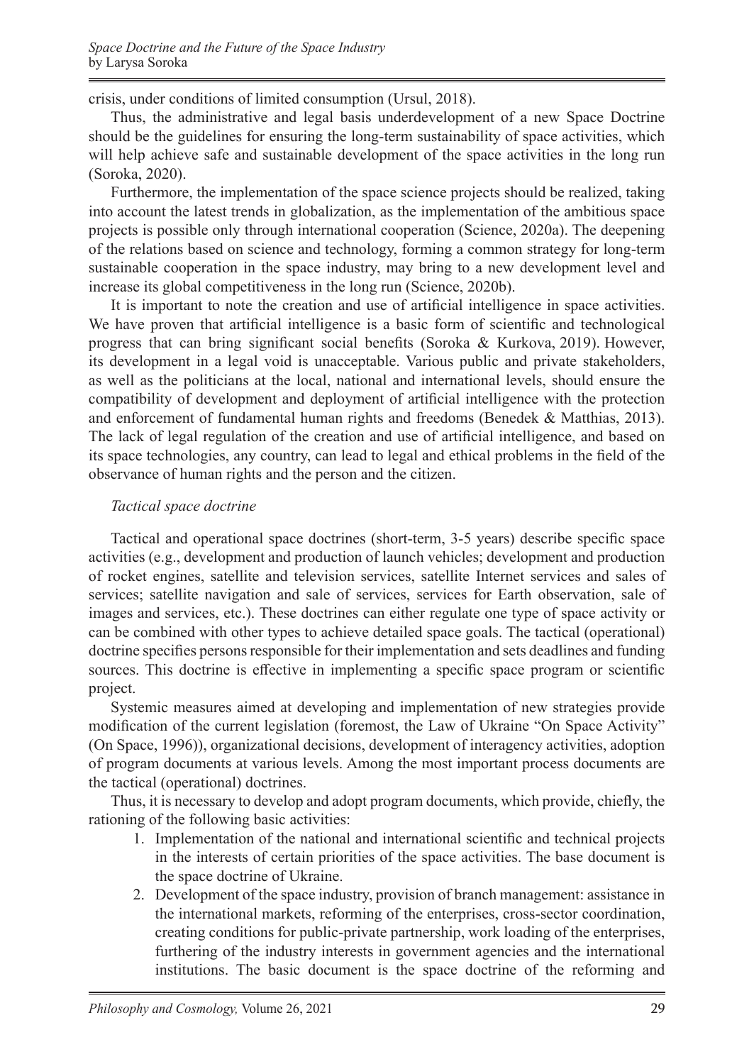crisis, under conditions of limited consumption (Ursul, 2018).

Thus, the administrative and legal basis underdevelopment of a new Space Doctrine should be the guidelines for ensuring the long-term sustainability of space activities, which will help achieve safe and sustainable development of the space activities in the long run (Soroka, 2020).

Furthermore, the implementation of the space science projects should be realized, taking into account the latest trends in globalization, as the implementation of the ambitious space projects is possible only through international cooperation (Science, 2020a). The deepening of the relations based on science and technology, forming a common strategy for long-term sustainable cooperation in the space industry, may bring to a new development level and increase its global competitiveness in the long run (Science, 2020b).

It is important to note the creation and use of artificial intelligence in space activities. We have proven that artificial intelligence is a basic form of scientific and technological progress that can bring significant social benefits (Soroka & Kurkova, 2019). However, its development in a legal void is unacceptable. Various public and private stakeholders, as well as the politicians at the local, national and international levels, should ensure the compatibility of development and deployment of artificial intelligence with the protection and enforcement of fundamental human rights and freedoms (Benedek & Matthias, 2013). The lack of legal regulation of the creation and use of artificial intelligence, and based on its space technologies, any country, can lead to legal and ethical problems in the field of the observance of human rights and the person and the citizen.

*Tactical space doctrine*

Tactical and operational space doctrines (short-term, 3-5 years) describe specific space activities (e.g., development and production of launch vehicles; development and production of rocket engines, satellite and television services, satellite Internet services and sales of services; satellite navigation and sale of services, services for Earth observation, sale of images and services, etc.). These doctrines can either regulate one type of space activity or can be combined with other types to achieve detailed space goals. The tactical (operational) doctrine specifies persons responsible for their implementation and sets deadlines and funding sources. This doctrine is effective in implementing a specific space program or scientific project.

Systemic measures aimed at developing and implementation of new strategies provide modification of the current legislation (foremost, the Law of Ukraine "On Space Activity" (On Space, 1996)), organizational decisions, development of interagency activities, adoption of program documents at various levels. Among the most important process documents are the tactical (operational) doctrines.

Thus, it is necessary to develop and adopt program documents, which provide, chiefly, the rationing of the following basic activities:

1. Implementation of the national and international scientific and technical projects in the interests of certain priorities of the space activities. The base document is the space doctrine of Ukraine.
2. Development of the space industry, provision of branch management: assistance in the international markets, reforming of the enterprises, cross-sector coordination, creating conditions for public-private partnership, work loading of the enterprises, furthering of the industry interests in government agencies and the international institutions. The basic document is the space doctrine of the reforming and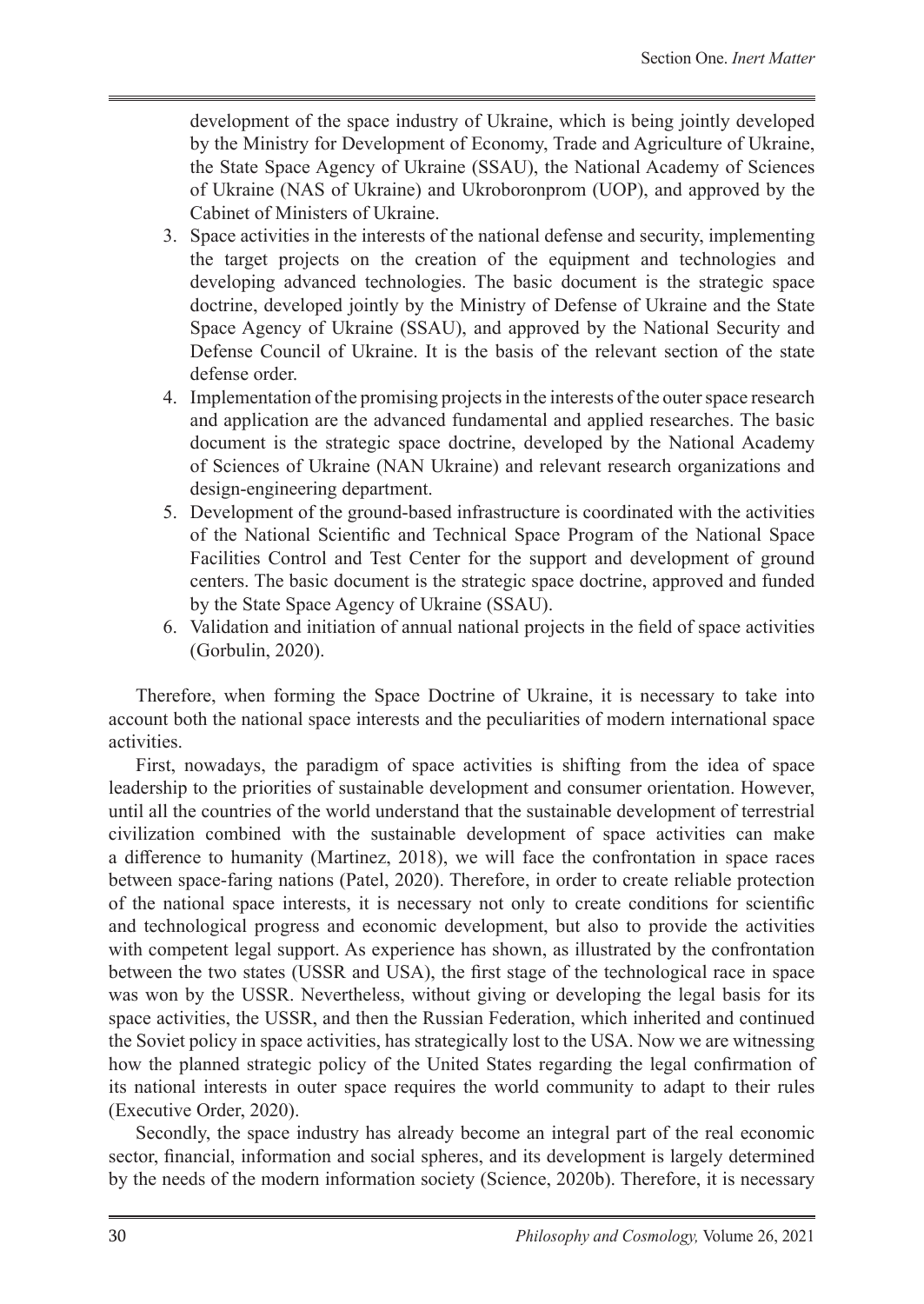development of the space industry of Ukraine, which is being jointly developed by the Ministry for Development of Economy, Trade and Agriculture of Ukraine, the State Space Agency of Ukraine (SSAU), the National Academy of Sciences of Ukraine (NAS of Ukraine) and Ukroboronprom (UOP), and approved by the Cabinet of Ministers of Ukraine.

3. Space activities in the interests of the national defense and security, implementing the target projects on the creation of the equipment and technologies and developing advanced technologies. The basic document is the strategic space doctrine, developed jointly by the Ministry of Defense of Ukraine and the State Space Agency of Ukraine (SSAU), and approved by the National Security and Defense Council of Ukraine. It is the basis of the relevant section of the state defense order.
4. Implementation of the promising projects in the interests of the outer space research and application are the advanced fundamental and applied researches. The basic document is the strategic space doctrine, developed by the National Academy of Sciences of Ukraine (NAN Ukraine) and relevant research organizations and design-engineering department.
5. Development of the ground-based infrastructure is coordinated with the activities of the National Scientific and Technical Space Program of the National Space Facilities Control and Test Center for the support and development of ground centers. The basic document is the strategic space doctrine, approved and funded by the State Space Agency of Ukraine (SSAU).
6. Validation and initiation of annual national projects in the field of space activities (Gorbulin, 2020).

Therefore, when forming the Space Doctrine of Ukraine, it is necessary to take into account both the national space interests and the peculiarities of modern international space activities.

First, nowadays, the paradigm of space activities is shifting from the idea of space leadership to the priorities of sustainable development and consumer orientation. However, until all the countries of the world understand that the sustainable development of terrestrial civilization combined with the sustainable development of space activities can make a difference to humanity (Martinez, 2018), we will face the confrontation in space races between space-faring nations (Patel, 2020). Therefore, in order to create reliable protection of the national space interests, it is necessary not only to create conditions for scientific and technological progress and economic development, but also to provide the activities with competent legal support. As experience has shown, as illustrated by the confrontation between the two states (USSR and USA), the first stage of the technological race in space was won by the USSR. Nevertheless, without giving or developing the legal basis for its space activities, the USSR, and then the Russian Federation, which inherited and continued the Soviet policy in space activities, has strategically lost to the USA. Now we are witnessing how the planned strategic policy of the United States regarding the legal confirmation of its national interests in outer space requires the world community to adapt to their rules (Executive Order, 2020).

Secondly, the space industry has already become an integral part of the real economic sector, financial, information and social spheres, and its development is largely determined by the needs of the modern information society (Science, 2020b). Therefore, it is necessary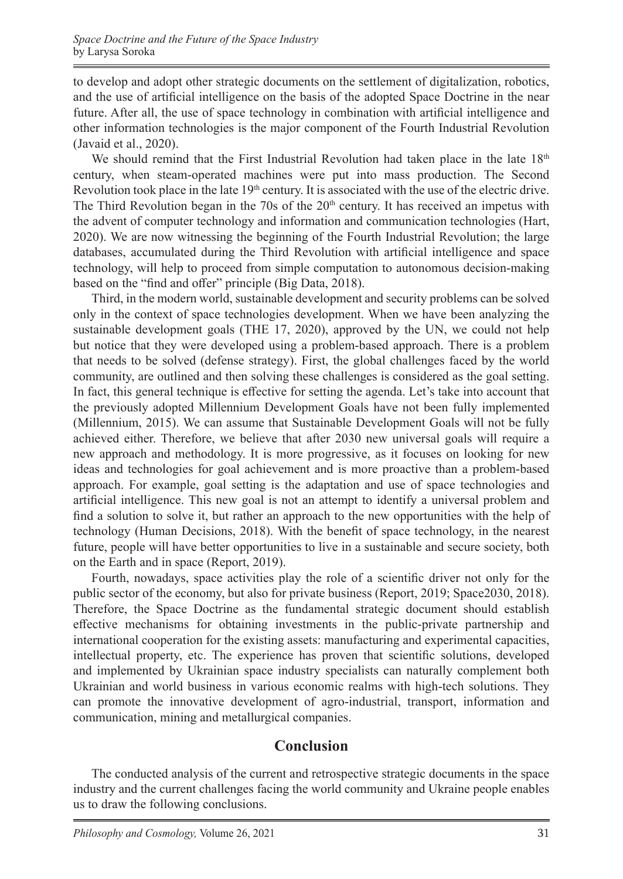to develop and adopt other strategic documents on the settlement of digitalization, robotics, and the use of artificial intelligence on the basis of the adopted Space Doctrine in the near future. After all, the use of space technology in combination with artificial intelligence and other information technologies is the major component of the Fourth Industrial Revolution (Javaid et al., 2020).

We should remind that the First Industrial Revolution had taken place in the late 18th century, when steam-operated machines were put into mass production. The Second Revolution took place in the late 19th century. It is associated with the use of the electric drive. The Third Revolution began in the 70s of the 20th century. It has received an impetus with the advent of computer technology and information and communication technologies (Hart, 2020). We are now witnessing the beginning of the Fourth Industrial Revolution; the large databases, accumulated during the Third Revolution with artificial intelligence and space technology, will help to proceed from simple computation to autonomous decision-making based on the "find and offer" principle (Big Data, 2018).

Third, in the modern world, sustainable development and security problems can be solved only in the context of space technologies development. When we have been analyzing the sustainable development goals (THE 17, 2020), approved by the UN, we could not help but notice that they were developed using a problem-based approach. There is a problem that needs to be solved (defense strategy). First, the global challenges faced by the world community, are outlined and then solving these challenges is considered as the goal setting. In fact, this general technique is effective for setting the agenda. Let's take into account that the previously adopted Millennium Development Goals have not been fully implemented (Millennium, 2015). We can assume that Sustainable Development Goals will not be fully achieved either. Therefore, we believe that after 2030 new universal goals will require a new approach and methodology. It is more progressive, as it focuses on looking for new ideas and technologies for goal achievement and is more proactive than a problem-based approach. For example, goal setting is the adaptation and use of space technologies and artificial intelligence. This new goal is not an attempt to identify a universal problem and find a solution to solve it, but rather an approach to the new opportunities with the help of technology (Human Decisions, 2018). With the benefit of space technology, in the nearest future, people will have better opportunities to live in a sustainable and secure society, both on the Earth and in space (Report, 2019).

Fourth, nowadays, space activities play the role of a scientific driver not only for the public sector of the economy, but also for private business (Report, 2019; Space2030, 2018). Therefore, the Space Doctrine as the fundamental strategic document should establish effective mechanisms for obtaining investments in the public-private partnership and international cooperation for the existing assets: manufacturing and experimental capacities, intellectual property, etc. The experience has proven that scientific solutions, developed and implemented by Ukrainian space industry specialists can naturally complement both Ukrainian and world business in various economic realms with high-tech solutions. They can promote the innovative development of agro-industrial, transport, information and communication, mining and metallurgical companies.

## Conclusion

The conducted analysis of the current and retrospective strategic documents in the space industry and the current challenges facing the world community and Ukraine people enables us to draw the following conclusions.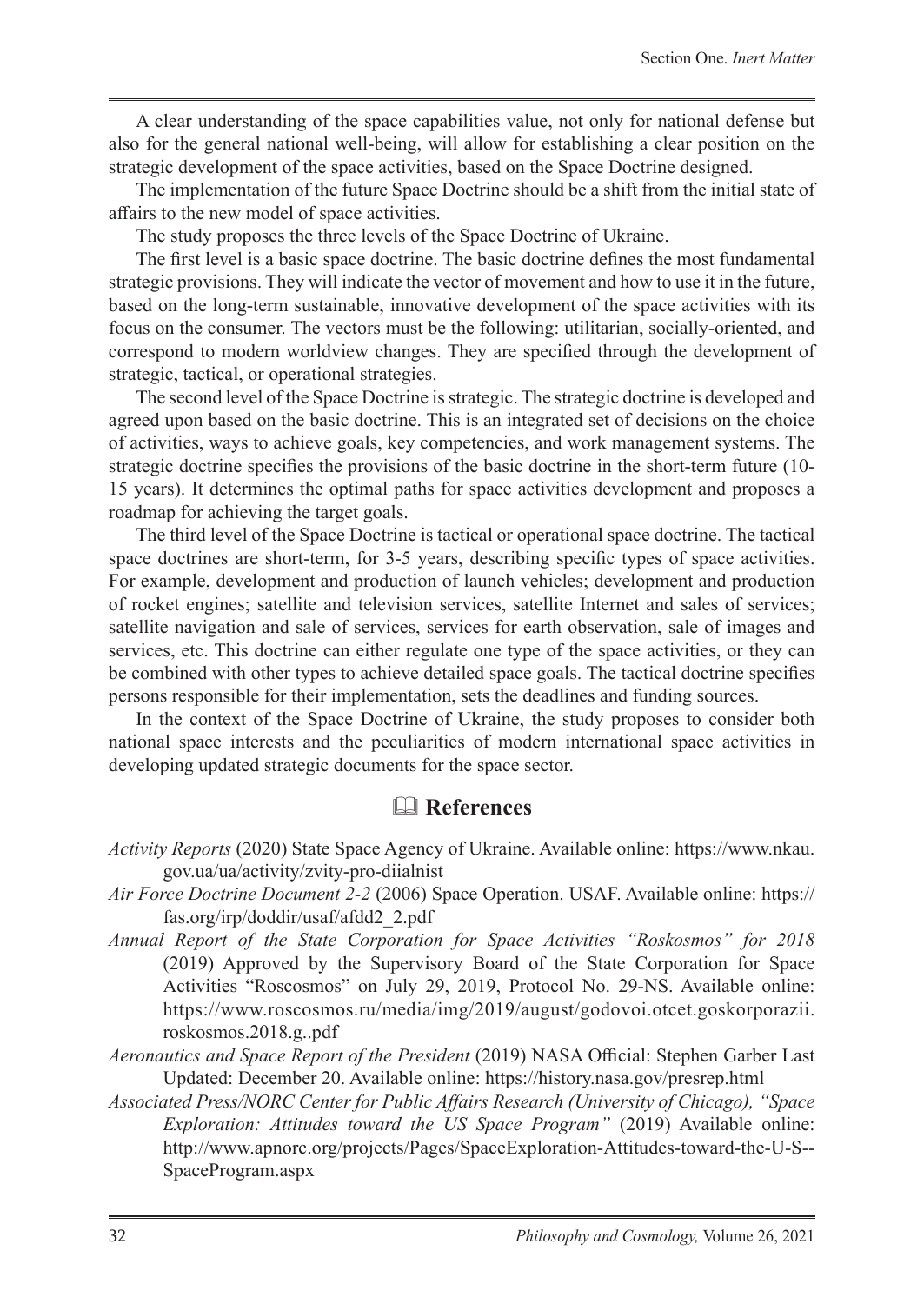A clear understanding of the space capabilities value, not only for national defense but also for the general national well-being, will allow for establishing a clear position on the strategic development of the space activities, based on the Space Doctrine designed.

The implementation of the future Space Doctrine should be a shift from the initial state of affairs to the new model of space activities.

The study proposes the three levels of the Space Doctrine of Ukraine.

The first level is a basic space doctrine. The basic doctrine defines the most fundamental strategic provisions. They will indicate the vector of movement and how to use it in the future, based on the long-term sustainable, innovative development of the space activities with its focus on the consumer. The vectors must be the following: utilitarian, socially-oriented, and correspond to modern worldview changes. They are specified through the development of strategic, tactical, or operational strategies.

The second level of the Space Doctrine is strategic. The strategic doctrine is developed and agreed upon based on the basic doctrine. This is an integrated set of decisions on the choice of activities, ways to achieve goals, key competencies, and work management systems. The strategic doctrine specifies the provisions of the basic doctrine in the short-term future (10-15 years). It determines the optimal paths for space activities development and proposes a roadmap for achieving the target goals.

The third level of the Space Doctrine is tactical or operational space doctrine. The tactical space doctrines are short-term, for 3-5 years, describing specific types of space activities. For example, development and production of launch vehicles; development and production of rocket engines; satellite and television services, satellite Internet and sales of services; satellite navigation and sale of services, services for earth observation, sale of images and services, etc. This doctrine can either regulate one type of the space activities, or they can be combined with other types to achieve detailed space goals. The tactical doctrine specifies persons responsible for their implementation, sets the deadlines and funding sources.

In the context of the Space Doctrine of Ukraine, the study proposes to consider both national space interests and the peculiarities of modern international space activities in developing updated strategic documents for the space sector.

## 🕮 References

*Activity Reports* (2020) State Space Agency of Ukraine. Available online: https://www.nkau.gov.ua/ua/activity/zvity-pro-diialnist

*Air Force Doctrine Document 2-2* (2006) Space Operation. USAF. Available online: https://fas.org/irp/doddir/usaf/afdd2_2.pdf

*Annual Report of the State Corporation for Space Activities "Roskosmos" for 2018* (2019) Approved by the Supervisory Board of the State Corporation for Space Activities "Roscosmos" on July 29, 2019, Protocol No. 29-NS. Available online: https://www.roscosmos.ru/media/img/2019/august/godovoi.otcet.goskorporazii.roskosmos.2018.g..pdf

*Aeronautics and Space Report of the President* (2019) NASA Official: Stephen Garber Last Updated: December 20. Available online: https://history.nasa.gov/presrep.html

*Associated Press/NORC Center for Public Affairs Research (University of Chicago), "Space Exploration: Attitudes toward the US Space Program"* (2019) Available online: http://www.apnorc.org/projects/Pages/SpaceExploration-Attitudes-toward-the-U-S--SpaceProgram.aspx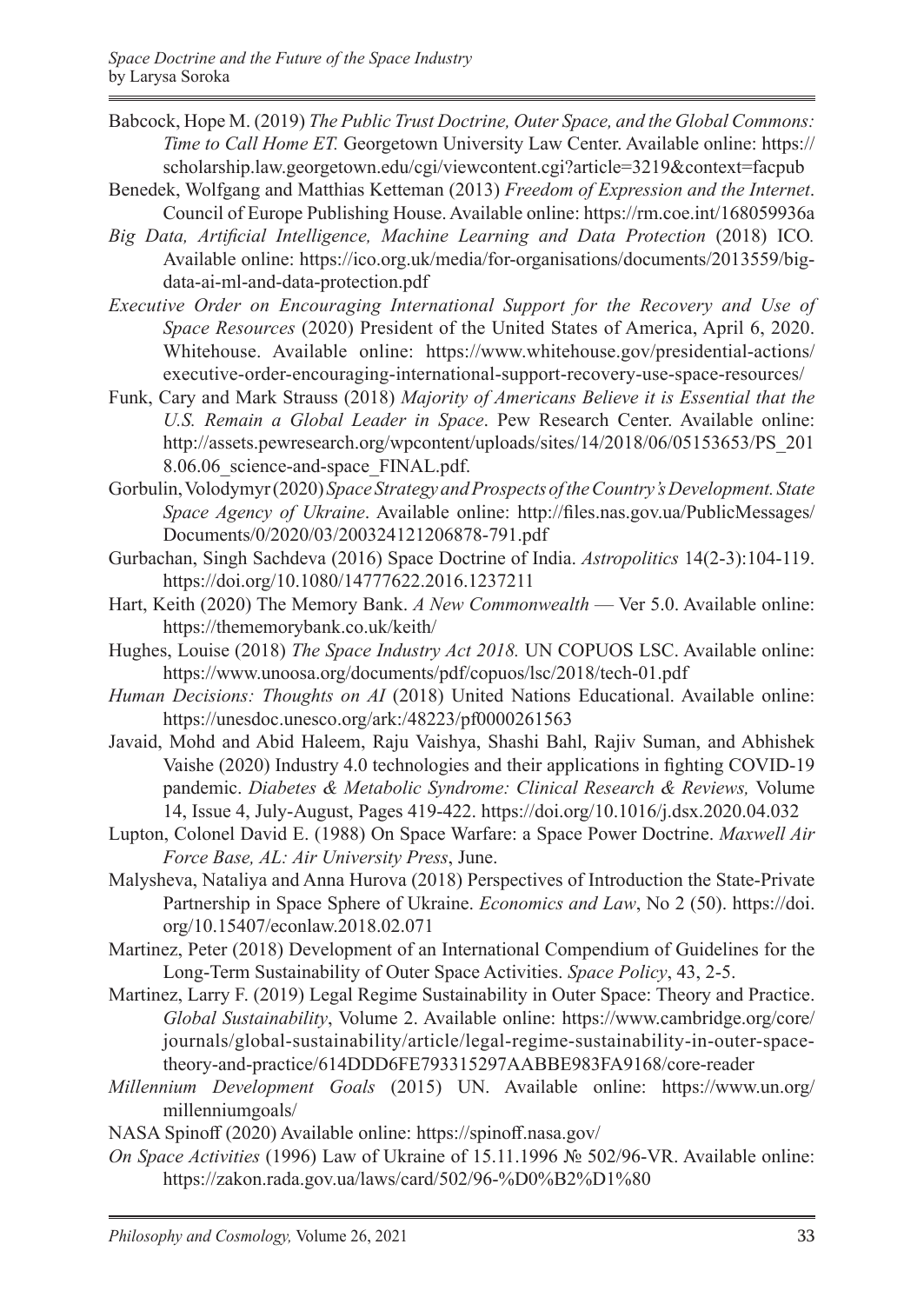Babcock, Hope M. (2019) *The Public Trust Doctrine, Outer Space, and the Global Commons: Time to Call Home ET.* Georgetown University Law Center. Available online: https://scholarship.law.georgetown.edu/cgi/viewcontent.cgi?article=3219&context=facpub

Benedek, Wolfgang and Matthias Ketteman (2013) *Freedom of Expression and the Internet*. Council of Europe Publishing House. Available online: https://rm.coe.int/168059936a

*Big Data, Artificial Intelligence, Machine Learning and Data Protection* (2018) ICO*.* Available online: https://ico.org.uk/media/for-organisations/documents/2013559/big-data-ai-ml-and-data-protection.pdf

*Executive Order on Encouraging International Support for the Recovery and Use of Space Resources* (2020) President of the United States of America, April 6, 2020. Whitehouse. Available online: https://www.whitehouse.gov/presidential-actions/executive-order-encouraging-international-support-recovery-use-space-resources/

Funk, Cary and Mark Strauss (2018) *Majority of Americans Believe it is Essential that the U.S. Remain a Global Leader in Space*. Pew Research Center. Available online: http://assets.pewresearch.org/wpcontent/uploads/sites/14/2018/06/05153653/PS_2018.06.06_science-and-space_FINAL.pdf.

Gorbulin, Volodymyr (2020) *Space Strategy and Prospects of the Country's Development. State Space Agency of Ukraine*. Available online: http://files.nas.gov.ua/PublicMessages/Documents/0/2020/03/200324121206878-791.pdf

Gurbachan, Singh Sachdeva (2016) Space Doctrine of India. *Astropolitics* 14(2-3):104-119. https://doi.org/10.1080/14777622.2016.1237211

Hart, Keith (2020) The Memory Bank. *A New Commonwealth* — Ver 5.0. Available online: https://thememorybank.co.uk/keith/

Hughes, Louise (2018) *The Space Industry Act 2018.* UN COPUOS LSC. Available online: https://www.unoosa.org/documents/pdf/copuos/lsc/2018/tech-01.pdf

*Human Decisions: Thoughts on AI* (2018) United Nations Educational. Available online: https://unesdoc.unesco.org/ark:/48223/pf0000261563

Javaid, Mohd and Abid Haleem, Raju Vaishya, Shashi Bahl, Rajiv Suman, and Abhishek Vaishe (2020) Industry 4.0 technologies and their applications in fighting COVID-19 pandemic. *Diabetes & Metabolic Syndrome: Clinical Research & Reviews,* Volume 14, Issue 4, July-August, Pages 419-422. https://doi.org/10.1016/j.dsx.2020.04.032

Lupton, Colonel David E. (1988) On Space Warfare: a Space Power Doctrine. *Maxwell Air Force Base, AL: Air University Press*, June.

Malysheva, Nataliya and Anna Hurova (2018) Perspectives of Introduction the State-Private Partnership in Space Sphere of Ukraine. *Economics and Law*, No 2 (50). https://doi.org/10.15407/econlaw.2018.02.071

Martinez, Peter (2018) Development of an International Compendium of Guidelines for the Long-Term Sustainability of Outer Space Activities. *Space Policy*, 43, 2-5.

Martinez, Larry F. (2019) Legal Regime Sustainability in Outer Space: Theory and Practice. *Global Sustainability*, Volume 2. Available online: https://www.cambridge.org/core/journals/global-sustainability/article/legal-regime-sustainability-in-outer-space-theory-and-practice/614DDD6FE793315297AABBE983FA9168/core-reader

*Millennium Development Goals* (2015) UN. Available online: https://www.un.org/millenniumgoals/

NASA Spinoff (2020) Available online: https://spinoff.nasa.gov/

*On Space Activities* (1996) Law of Ukraine of 15.11.1996 № 502/96-VR. Available online: https://zakon.rada.gov.ua/laws/card/502/96-%D0%B2%D1%80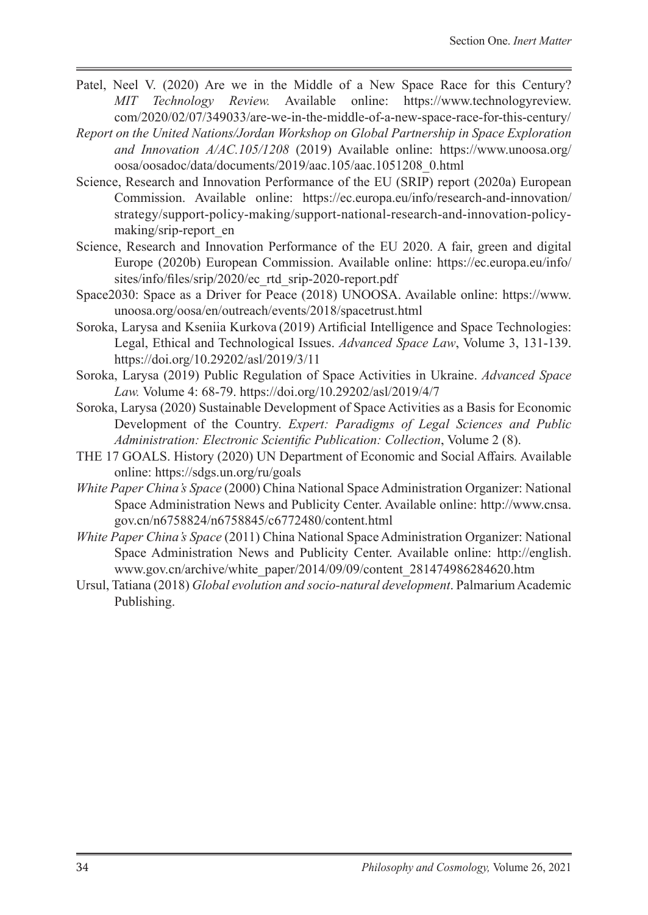Patel, Neel V. (2020) Are we in the Middle of a New Space Race for this Century? *MIT Technology Review.* Available online: https://www.technologyreview.com/2020/02/07/349033/are-we-in-the-middle-of-a-new-space-race-for-this-century/

*Report on the United Nations/Jordan Workshop on Global Partnership in Space Exploration and Innovation A/AC.105/1208* (2019) Available online: https://www.unoosa.org/oosa/oosadoc/data/documents/2019/aac.105/aac.1051208_0.html

Science, Research and Innovation Performance of the EU (SRIP) report (2020a) European Commission. Available online: https://ec.europa.eu/info/research-and-innovation/strategy/support-policy-making/support-national-research-and-innovation-policy-making/srip-report_en

Science, Research and Innovation Performance of the EU 2020. A fair, green and digital Europe (2020b) European Commission. Available online: https://ec.europa.eu/info/sites/info/files/srip/2020/ec_rtd_srip-2020-report.pdf

Space2030: Space as a Driver for Peace (2018) UNOOSA. Available online: https://www.unoosa.org/oosa/en/outreach/events/2018/spacetrust.html

Soroka, Larysa and Kseniia Kurkova (2019) Artificial Intelligence and Space Technologies: Legal, Ethical and Technological Issues. *Advanced Space Law*, Volume 3, 131-139. https://doi.org/10.29202/asl/2019/3/11

Soroka, Larysa (2019) Public Regulation of Space Activities in Ukraine. *Advanced Space Law.* Volume 4: 68-79. https://doi.org/10.29202/asl/2019/4/7

Soroka, Larysa (2020) Sustainable Development of Space Activities as a Basis for Economic Development of the Country. *Expert: Paradigms of Legal Sciences and Public Administration: Electronic Scientific Publication: Collection*, Volume 2 (8).

THE 17 GOALS. History (2020) UN Department of Economic and Social Affairs*.* Available online: https://sdgs.un.org/ru/goals

*White Paper China's Space* (2000) China National Space Administration Organizer: National Space Administration News and Publicity Center. Available online: http://www.cnsa.gov.cn/n6758824/n6758845/c6772480/content.html

*White Paper China's Space* (2011) China National Space Administration Organizer: National Space Administration News and Publicity Center. Available online: http://english.www.gov.cn/archive/white_paper/2014/09/09/content_281474986284620.htm

Ursul, Tatiana (2018) *Global evolution and socio-natural development*. Palmarium Academic Publishing.